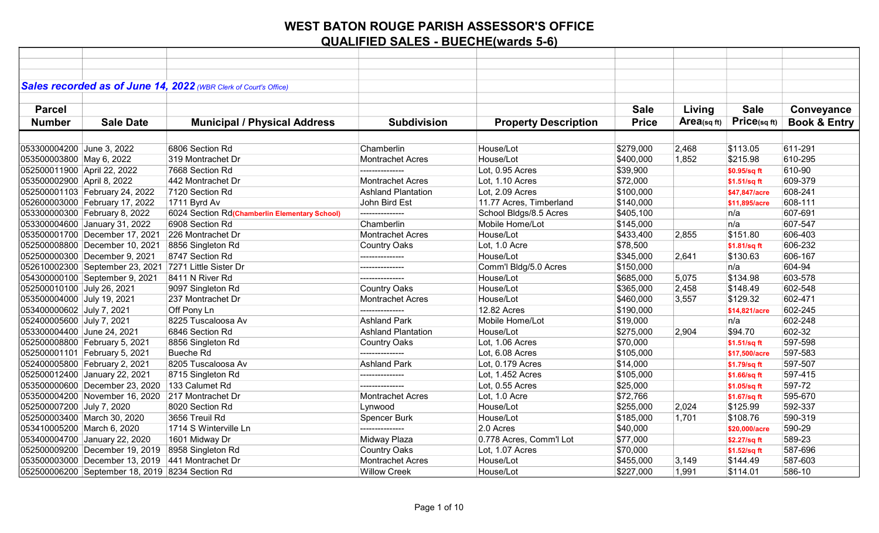# WEST BATON ROUGE PARISH ASSESSOR'S OFFICE

## QUALIFIED SALES - BUECHE(wards 5-6)

***Sales recorded as of June 14, 2022*** *(WBR Clerk of Court's Office)*

| Parcel Number | Sale Date | Municipal / Physical Address | Subdivision | Property Description | Sale Price | Living Area(sq ft) | Sale Price(sq ft) | Conveyance Book & Entry |
|---|---|---|---|---|---|---|---|---|
| 053300004200 | June 3, 2022 | 6806 Section Rd | Chamberlin | House/Lot | $279,000 | 2,468 | $113.05 | 611-291 |
| 053500003800 | May 6, 2022 | 319 Montrachet Dr | Montrachet Acres | House/Lot | $400,000 | 1,852 | $215.98 | 610-295 |
| 052500011900 | April 22, 2022 | 7668 Section Rd | --------------- | Lot, 0.95 Acres | $39,900 | | $0.95/sq ft | 610-90 |
| 053500002900 | April 8, 2022 | 442 Montrachet Dr | Montrachet Acres | Lot, 1.10 Acres | $72,000 | | $1.51/sq ft | 609-379 |
| 052500001103 | February 24, 2022 | 7120 Section Rd | Ashland Plantation | Lot, 2.09 Acres | $100,000 | | $47,847/acre | 608-241 |
| 052600003000 | February 17, 2022 | 1711 Byrd Av | John Bird Est | 11.77 Acres, Timberland | $140,000 | | $11,895/acre | 608-111 |
| 053300000300 | February 8, 2022 | 6024 Section Rd(Chamberlin Elementary School) | --------------- | School Bldgs/8.5 Acres | $405,100 | | n/a | 607-691 |
| 053300004600 | January 31, 2022 | 6908 Section Rd | Chamberlin | Mobile Home/Lot | $145,000 | | n/a | 607-547 |
| 053500001700 | December 17, 2021 | 226 Montrachet Dr | Montrachet Acres | House/Lot | $433,400 | 2,855 | $151.80 | 606-403 |
| 052500008800 | December 10, 2021 | 8856 Singleton Rd | Country Oaks | Lot, 1.0 Acre | $78,500 | | $1.81/sq ft | 606-232 |
| 052500000300 | December 9, 2021 | 8747 Section Rd | --------------- | House/Lot | $345,000 | 2,641 | $130.63 | 606-167 |
| 052610002300 | September 23, 2021 | 7271 Little Sister Dr | --------------- | Comm'l Bldg/5.0 Acres | $150,000 | | n/a | 604-94 |
| 054300000100 | September 9, 2021 | 8411 N River Rd | --------------- | House/Lot | $685,000 | 5,075 | $134.98 | 603-578 |
| 052500010100 | July 26, 2021 | 9097 Singleton Rd | Country Oaks | House/Lot | $365,000 | 2,458 | $148.49 | 602-548 |
| 053500004000 | July 19, 2021 | 237 Montrachet Dr | Montrachet Acres | House/Lot | $460,000 | 3,557 | $129.32 | 602-471 |
| 053400000602 | July 7, 2021 | Off Pony Ln | --------------- | 12.82 Acres | $190,000 | | $14,821/acre | 602-245 |
| 052400005600 | July 7, 2021 | 8225 Tuscaloosa Av | Ashland Park | Mobile Home/Lot | $19,000 | | n/a | 602-248 |
| 053300004400 | June 24, 2021 | 6846 Section Rd | Ashland Plantation | House/Lot | $275,000 | 2,904 | $94.70 | 602-32 |
| 052500008800 | February 5, 2021 | 8856 Singleton Rd | Country Oaks | Lot, 1.06 Acres | $70,000 | | $1.51/sq ft | 597-598 |
| 052500001101 | February 5, 2021 | Bueche Rd | --------------- | Lot, 6.08 Acres | $105,000 | | $17,500/acre | 597-583 |
| 052400005800 | February 2, 2021 | 8205 Tuscaloosa Av | Ashland Park | Lot, 0.179 Acres | $14,000 | | $1.79/sq ft | 597-507 |
| 052500012400 | January 22, 2021 | 8715 Singleton Rd | --------------- | Lot, 1.452 Acres | $105,000 | | $1.66/sq ft | 597-415 |
| 053500000600 | December 23, 2020 | 133 Calumet Rd | --------------- | Lot, 0.55 Acres | $25,000 | | $1.05/sq ft | 597-72 |
| 053500004200 | November 16, 2020 | 217 Montrachet Dr | Montrachet Acres | Lot, 1.0 Acre | $72,766 | | $1.67/sq ft | 595-670 |
| 052500007200 | July 7, 2020 | 8020 Section Rd | Lynwood | House/Lot | $255,000 | 2,024 | $125.99 | 592-337 |
| 052500003400 | March 30, 2020 | 3656 Treuil Rd | Spencer Burk | House/Lot | $185,000 | 1,701 | $108.76 | 590-319 |
| 053410005200 | March 6, 2020 | 1714 S Winterville Ln | --------------- | 2.0 Acres | $40,000 | | $20,000/acre | 590-29 |
| 053400004700 | January 22, 2020 | 1601 Midway Dr | Midway Plaza | 0.778 Acres, Comm'l Lot | $77,000 | | $2.27/sq ft | 589-23 |
| 052500009200 | December 19, 2019 | 8958 Singleton Rd | Country Oaks | Lot, 1.07 Acres | $70,000 | | $1.52/sq ft | 587-696 |
| 053500003000 | December 13, 2019 | 441 Montrachet Dr | Montrachet Acres | House/Lot | $455,000 | 3,149 | $144.49 | 587-603 |
| 052500006200 | September 18, 2019 | 8234 Section Rd | Willow Creek | House/Lot | $227,000 | 1,991 | $114.01 | 586-10 |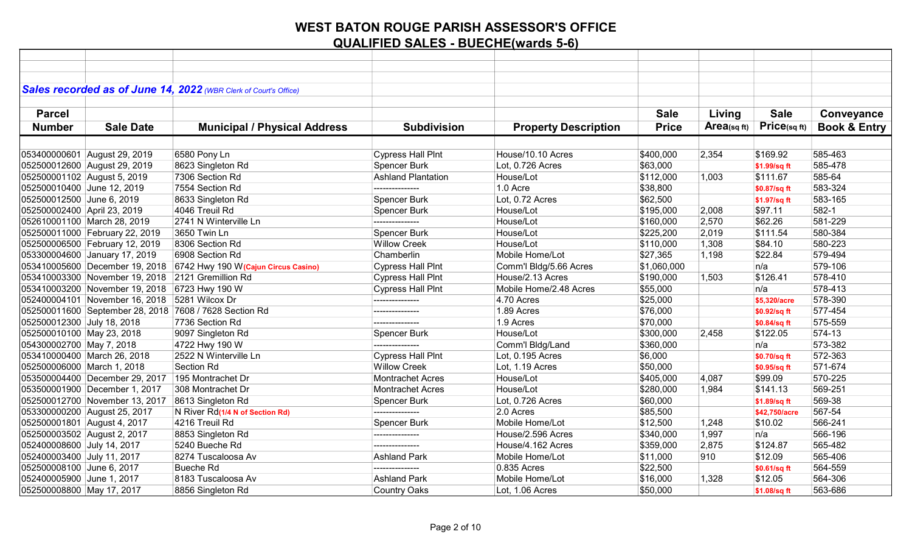# WEST BATON ROUGE PARISH ASSESSOR'S OFFICE

## QUALIFIED SALES - BUECHE(wards 5-6)

***Sales recorded as of June 14, 2022*** *(WBR Clerk of Court's Office)*

| Parcel Number | Sale Date | Municipal / Physical Address | Subdivision | Property Description | Sale Price | Living Area(sq ft) | Sale Price(sq ft) | Conveyance Book & Entry |
|---|---|---|---|---|---|---|---|---|
| 053400000601 | August 29, 2019 | 6580 Pony Ln | Cypress Hall Plnt | House/10.10 Acres | $400,000 | 2,354 | $169.92 | 585-463 |
| 052500012600 | August 29, 2019 | 8623 Singleton Rd | Spencer Burk | Lot, 0.726 Acres | $63,000 | | $1.99/sq ft | 585-478 |
| 052500001102 | August 5, 2019 | 7306 Section Rd | Ashland Plantation | House/Lot | $112,000 | 1,003 | $111.67 | 585-64 |
| 052500010400 | June 12, 2019 | 7554 Section Rd | --------------- | 1.0 Acre | $38,800 | | $0.87/sq ft | 583-324 |
| 052500012500 | June 6, 2019 | 8633 Singleton Rd | Spencer Burk | Lot, 0.72 Acres | $62,500 | | $1.97/sq ft | 583-165 |
| 052500002400 | April 23, 2019 | 4046 Treuil Rd | Spencer Burk | House/Lot | $195,000 | 2,008 | $97.11 | 582-1 |
| 052610001100 | March 28, 2019 | 2741 N Winterville Ln | --------------- | House/Lot | $160,000 | 2,570 | $62.26 | 581-229 |
| 052500011000 | February 22, 2019 | 3650 Twin Ln | Spencer Burk | House/Lot | $225,200 | 2,019 | $111.54 | 580-384 |
| 052500006500 | February 12, 2019 | 8306 Section Rd | Willow Creek | House/Lot | $110,000 | 1,308 | $84.10 | 580-223 |
| 053300004600 | January 17, 2019 | 6908 Section Rd | Chamberlin | Mobile Home/Lot | $27,365 | 1,198 | $22.84 | 579-494 |
| 053410005600 | December 19, 2018 | 6742 Hwy 190 W **(Cajun Circus Casino)** | Cypress Hall Plnt | Comm'l Bldg/5.66 Acres | $1,060,000 | | n/a | 579-106 |
| 053410003300 | November 19, 2018 | 2121 Gremillion Rd | Cypress Hall Plnt | House/2.13 Acres | $190,000 | 1,503 | $126.41 | 578-410 |
| 053410003200 | November 19, 2018 | 6723 Hwy 190 W | Cypress Hall Plnt | Mobile Home/2.48 Acres | $55,000 | | n/a | 578-413 |
| 052400004101 | November 16, 2018 | 5281 Wilcox Dr | --------------- | 4.70 Acres | $25,000 | | $5,320/acre | 578-390 |
| 052500011600 | September 28, 2018 | 7608 / 7628 Section Rd | --------------- | 1.89 Acres | $76,000 | | $0.92/sq ft | 577-454 |
| 052500012300 | July 18, 2018 | 7736 Section Rd | --------------- | 1.9 Acres | $70,000 | | $0.84/sq ft | 575-559 |
| 052500010100 | May 23, 2018 | 9097 Singleton Rd | Spencer Burk | House/Lot | $300,000 | 2,458 | $122.05 | 574-13 |
| 054300002700 | May 7, 2018 | 4722 Hwy 190 W | --------------- | Comm'l Bldg/Land | $360,000 | | n/a | 573-382 |
| 053410000400 | March 26, 2018 | 2522 N Winterville Ln | Cypress Hall Plnt | Lot, 0.195 Acres | $6,000 | | $0.70/sq ft | 572-363 |
| 052500006000 | March 1, 2018 | Section Rd | Willow Creek | Lot, 1.19 Acres | $50,000 | | $0.95/sq ft | 571-674 |
| 053500004400 | December 29, 2017 | 195 Montrachet Dr | Montrachet Acres | House/Lot | $405,000 | 4,087 | $99.09 | 570-225 |
| 053500001900 | December 1, 2017 | 308 Montrachet Dr | Montrachet Acres | House/Lot | $280,000 | 1,984 | $141.13 | 569-251 |
| 052500012700 | November 13, 2017 | 8613 Singleton Rd | Spencer Burk | Lot, 0.726 Acres | $60,000 | | $1.89/sq ft | 569-38 |
| 053300000200 | August 25, 2017 | N River Rd **(1/4 N of Section Rd)** | --------------- | 2.0 Acres | $85,500 | | $42,750/acre | 567-54 |
| 052500001801 | August 4, 2017 | 4216 Treuil Rd | Spencer Burk | Mobile Home/Lot | $12,500 | 1,248 | $10.02 | 566-241 |
| 052500003502 | August 2, 2017 | 8853 Singleton Rd | --------------- | House/2.596 Acres | $340,000 | 1,997 | n/a | 566-196 |
| 052400008600 | July 14, 2017 | 5240 Bueche Rd | --------------- | House/4.162 Acres | $359,000 | 2,875 | $124.87 | 565-482 |
| 052400003400 | July 11, 2017 | 8274 Tuscaloosa Av | Ashland Park | Mobile Home/Lot | $11,000 | 910 | $12.09 | 565-406 |
| 052500008100 | June 6, 2017 | Bueche Rd | --------------- | 0.835 Acres | $22,500 | | $0.61/sq ft | 564-559 |
| 052400005900 | June 1, 2017 | 8183 Tuscaloosa Av | Ashland Park | Mobile Home/Lot | $16,000 | 1,328 | $12.05 | 564-306 |
| 052500008800 | May 17, 2017 | 8856 Singleton Rd | Country Oaks | Lot, 1.06 Acres | $50,000 | | $1.08/sq ft | 563-686 |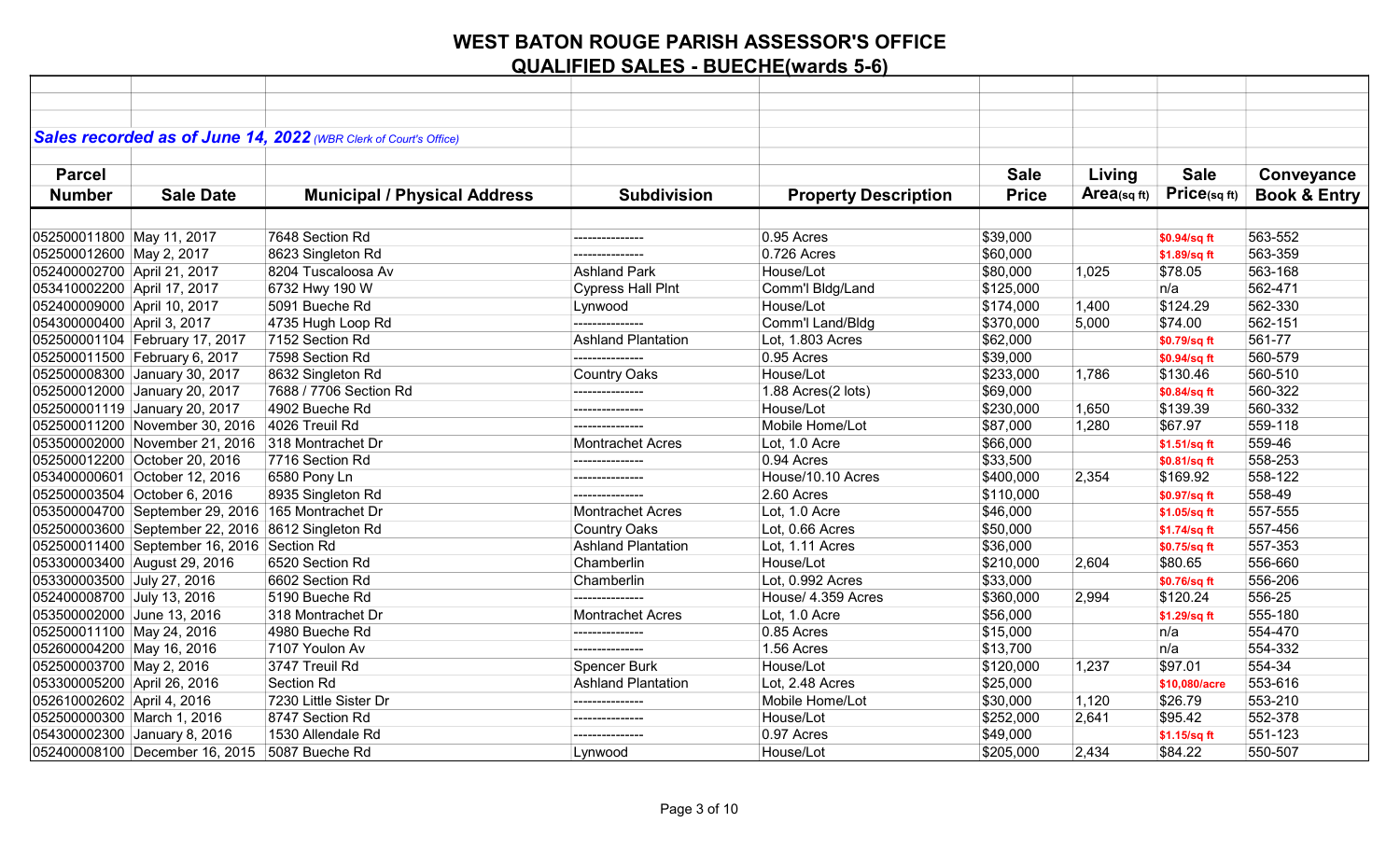# WEST BATON ROUGE PARISH ASSESSOR'S OFFICE

## QUALIFIED SALES - BUECHE(wards 5-6)

***Sales recorded as of June 14, 2022*** *(WBR Clerk of Court's Office)*

| Parcel Number | Sale Date | Municipal / Physical Address | Subdivision | Property Description | Sale Price | Living Area(sq ft) | Sale Price(sq ft) | Conveyance Book & Entry |
|---|---|---|---|---|---|---|---|---|
| 052500011800 | May 11, 2017 | 7648 Section Rd | --------------- | 0.95 Acres | $39,000 | | $0.94/sq ft | 563-552 |
| 052500012600 | May 2, 2017 | 8623 Singleton Rd | --------------- | 0.726 Acres | $60,000 | | $1.89/sq ft | 563-359 |
| 052400002700 | April 21, 2017 | 8204 Tuscaloosa Av | Ashland Park | House/Lot | $80,000 | 1,025 | $78.05 | 563-168 |
| 053410002200 | April 17, 2017 | 6732 Hwy 190 W | Cypress Hall Plnt | Comm'l Bldg/Land | $125,000 | | n/a | 562-471 |
| 052400009000 | April 10, 2017 | 5091 Bueche Rd | Lynwood | House/Lot | $174,000 | 1,400 | $124.29 | 562-330 |
| 054300000400 | April 3, 2017 | 4735 Hugh Loop Rd | --------------- | Comm'l Land/Bldg | $370,000 | 5,000 | $74.00 | 562-151 |
| 052500001104 | February 17, 2017 | 7152 Section Rd | Ashland Plantation | Lot, 1.803 Acres | $62,000 | | $0.79/sq ft | 561-77 |
| 052500011500 | February 6, 2017 | 7598 Section Rd | --------------- | 0.95 Acres | $39,000 | | $0.94/sq ft | 560-579 |
| 052500008300 | January 30, 2017 | 8632 Singleton Rd | Country Oaks | House/Lot | $233,000 | 1,786 | $130.46 | 560-510 |
| 052500012000 | January 20, 2017 | 7688 / 7706 Section Rd | --------------- | 1.88 Acres(2 lots) | $69,000 | | $0.84/sq ft | 560-322 |
| 052500001119 | January 20, 2017 | 4902 Bueche Rd | --------------- | House/Lot | $230,000 | 1,650 | $139.39 | 560-332 |
| 052500011200 | November 30, 2016 | 4026 Treuil Rd | --------------- | Mobile Home/Lot | $87,000 | 1,280 | $67.97 | 559-118 |
| 053500002000 | November 21, 2016 | 318 Montrachet Dr | Montrachet Acres | Lot, 1.0 Acre | $66,000 | | $1.51/sq ft | 559-46 |
| 052500012200 | October 20, 2016 | 7716 Section Rd | --------------- | 0.94 Acres | $33,500 | | $0.81/sq ft | 558-253 |
| 053400000601 | October 12, 2016 | 6580 Pony Ln | --------------- | House/10.10 Acres | $400,000 | 2,354 | $169.92 | 558-122 |
| 052500003504 | October 6, 2016 | 8935 Singleton Rd | --------------- | 2.60 Acres | $110,000 | | $0.97/sq ft | 558-49 |
| 053500004700 | September 29, 2016 | 165 Montrachet Dr | Montrachet Acres | Lot, 1.0 Acre | $46,000 | | $1.05/sq ft | 557-555 |
| 052500003600 | September 22, 2016 | 8612 Singleton Rd | Country Oaks | Lot, 0.66 Acres | $50,000 | | $1.74/sq ft | 557-456 |
| 052500011400 | September 16, 2016 | Section Rd | Ashland Plantation | Lot, 1.11 Acres | $36,000 | | $0.75/sq ft | 557-353 |
| 053300003400 | August 29, 2016 | 6520 Section Rd | Chamberlin | House/Lot | $210,000 | 2,604 | $80.65 | 556-660 |
| 053300003500 | July 27, 2016 | 6602 Section Rd | Chamberlin | Lot, 0.992 Acres | $33,000 | | $0.76/sq ft | 556-206 |
| 052400008700 | July 13, 2016 | 5190 Bueche Rd | --------------- | House/ 4.359 Acres | $360,000 | 2,994 | $120.24 | 556-25 |
| 053500002000 | June 13, 2016 | 318 Montrachet Dr | Montrachet Acres | Lot, 1.0 Acre | $56,000 | | $1.29/sq ft | 555-180 |
| 052500011100 | May 24, 2016 | 4980 Bueche Rd | --------------- | 0.85 Acres | $15,000 | | n/a | 554-470 |
| 052600004200 | May 16, 2016 | 7107 Youlon Av | --------------- | 1.56 Acres | $13,700 | | n/a | 554-332 |
| 052500003700 | May 2, 2016 | 3747 Treuil Rd | Spencer Burk | House/Lot | $120,000 | 1,237 | $97.01 | 554-34 |
| 053300005200 | April 26, 2016 | Section Rd | Ashland Plantation | Lot, 2.48 Acres | $25,000 | | $10,080/acre | 553-616 |
| 052610002602 | April 4, 2016 | 7230 Little Sister Dr | --------------- | Mobile Home/Lot | $30,000 | 1,120 | $26.79 | 553-210 |
| 052500000300 | March 1, 2016 | 8747 Section Rd | --------------- | House/Lot | $252,000 | 2,641 | $95.42 | 552-378 |
| 054300002300 | January 8, 2016 | 1530 Allendale Rd | --------------- | 0.97 Acres | $49,000 | | $1.15/sq ft | 551-123 |
| 052400008100 | December 16, 2015 | 5087 Bueche Rd | Lynwood | House/Lot | $205,000 | 2,434 | $84.22 | 550-507 |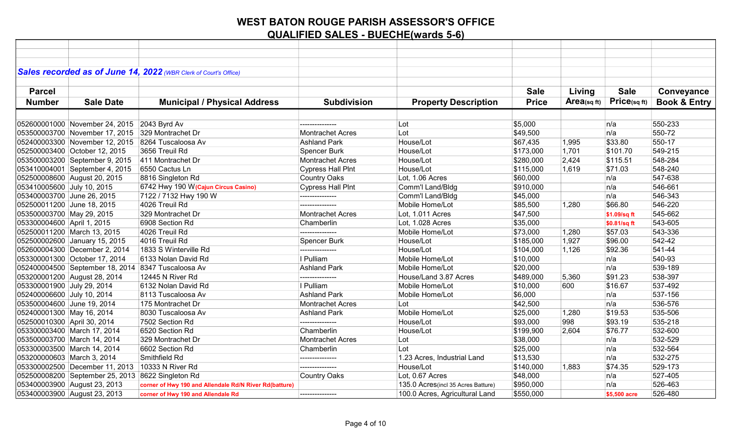# WEST BATON ROUGE PARISH ASSESSOR'S OFFICE

## QUALIFIED SALES - BUECHE(wards 5-6)

***Sales recorded as of June 14, 2022*** *(WBR Clerk of Court's Office)*

| Parcel Number | Sale Date | Municipal / Physical Address | Subdivision | Property Description | Sale Price | Living Area(sq ft) | Sale Price(sq ft) | Conveyance Book & Entry |
|---|---|---|---|---|---|---|---|---|
| 052600001000 | November 24, 2015 | 2043 Byrd Av | --------------- | Lot | $5,000 | | n/a | 550-233 |
| 053500003700 | November 17, 2015 | 329 Montrachet Dr | Montrachet Acres | Lot | $49,500 | | n/a | 550-72 |
| 052400003300 | November 12, 2015 | 8264 Tuscaloosa Av | Ashland Park | House/Lot | $67,435 | 1,995 | $33.80 | 550-17 |
| 052500003400 | October 12, 2015 | 3656 Treuil Rd | Spencer Burk | House/Lot | $173,000 | 1,701 | $101.70 | 549-215 |
| 053500003200 | September 9, 2015 | 411 Montrachet Dr | Montrachet Acres | House/Lot | $280,000 | 2,424 | $115.51 | 548-284 |
| 053410004001 | September 4, 2015 | 6550 Cactus Ln | Cypress Hall Plnt | House/Lot | $115,000 | 1,619 | $71.03 | 548-240 |
| 052500008600 | August 20, 2015 | 8816 Singleton Rd | Country Oaks | Lot, 1.06 Acres | $60,000 | | n/a | 547-638 |
| 053410005600 | July 10, 2015 | 6742 Hwy 190 W **(Cajun Circus Casino)** | Cypress Hall Plnt | Comm'l Land/Bldg | $910,000 | | n/a | 546-661 |
| 053400003700 | June 26, 2015 | 7122 / 7132 Hwy 190 W | --------------- | Comm'l Land/Bldg | $45,000 | | n/a | 546-343 |
| 052500011200 | June 18, 2015 | 4026 Treuil Rd | --------------- | Mobile Home/Lot | $85,500 | 1,280 | $66.80 | 546-220 |
| 053500003700 | May 29, 2015 | 329 Montrachet Dr | Montrachet Acres | Lot, 1.011 Acres | $47,500 | | **$1.09/sq ft** | 545-662 |
| 053300004600 | April 1, 2015 | 6908 Section Rd | Chamberlin | Lot, 1.028 Acres | $35,000 | | **$0.81/sq ft** | 543-605 |
| 052500011200 | March 13, 2015 | 4026 Treuil Rd | --------------- | Mobile Home/Lot | $73,000 | 1,280 | $57.03 | 543-336 |
| 052500002600 | January 15, 2015 | 4016 Treuil Rd | Spencer Burk | House/Lot | $185,000 | 1,927 | $96.00 | 542-42 |
| 052600004300 | December 2, 2014 | 1833 S Winterville Rd | --------------- | House/Lot | $104,000 | 1,126 | $92.36 | 541-44 |
| 053300001300 | October 17, 2014 | 6133 Nolan David Rd | I Pulliam | Mobile Home/Lot | $10,000 | | n/a | 540-93 |
| 052400004500 | September 18, 2014 | 8347 Tuscaloosa Av | Ashland Park | Mobile Home/Lot | $20,000 | | n/a | 539-189 |
| 053200001200 | August 28, 2014 | 12445 N River Rd | --------------- | House/Land 3.87 Acres | $489,000 | 5,360 | $91.23 | 538-397 |
| 053300001900 | July 29, 2014 | 6132 Nolan David Rd | I Pulliam | Mobile Home/Lot | $10,000 | 600 | $16.67 | 537-492 |
| 052400006600 | July 10, 2014 | 8113 Tuscaloosa Av | Ashland Park | Mobile Home/Lot | $6,000 | | n/a | 537-156 |
| 053500004600 | June 19, 2014 | 175 Montrachet Dr | Montrachet Acres | Lot | $42,500 | | n/a | 536-576 |
| 052400001300 | May 16, 2014 | 8030 Tuscaloosa Av | Ashland Park | Mobile Home/Lot | $25,000 | 1,280 | $19.53 | 535-506 |
| 052500010300 | April 30, 2014 | 7502 Section Rd | --------------- | House/Lot | $93,000 | 998 | $93.19 | 535-218 |
| 053300003400 | March 17, 2014 | 6520 Section Rd | Chamberlin | House/Lot | $199,900 | 2,604 | $76.77 | 532-600 |
| 053500003700 | March 14, 2014 | 329 Montrachet Dr | Montrachet Acres | Lot | $38,000 | | n/a | 532-529 |
| 053300003500 | March 14, 2014 | 6602 Section Rd | Chamberlin | Lot | $25,000 | | n/a | 532-564 |
| 053200000603 | March 3, 2014 | Smithfield Rd | --------------- | 1.23 Acres, Industrial Land | $13,530 | | n/a | 532-275 |
| 053300002500 | December 11, 2013 | 10333 N River Rd | --------------- | House/Lot | $140,000 | 1,883 | $74.35 | 529-173 |
| 052500008200 | September 25, 2013 | 8622 Singleton Rd | Country Oaks | Lot, 0.67 Acres | $48,000 | | n/a | 527-405 |
| 053400003900 | August 23, 2013 | **corner of Hwy 190 and Allendale Rd/N River Rd(batture)** | | 135.0 Acres(incl 35 Acres Batture) | $950,000 | | n/a | 526-463 |
| 053400003900 | August 23, 2013 | **corner of Hwy 190 and Allendale Rd** | --------------- | 100.0 Acres, Agricultural Land | $550,000 | | **$5,500 acre** | 526-480 |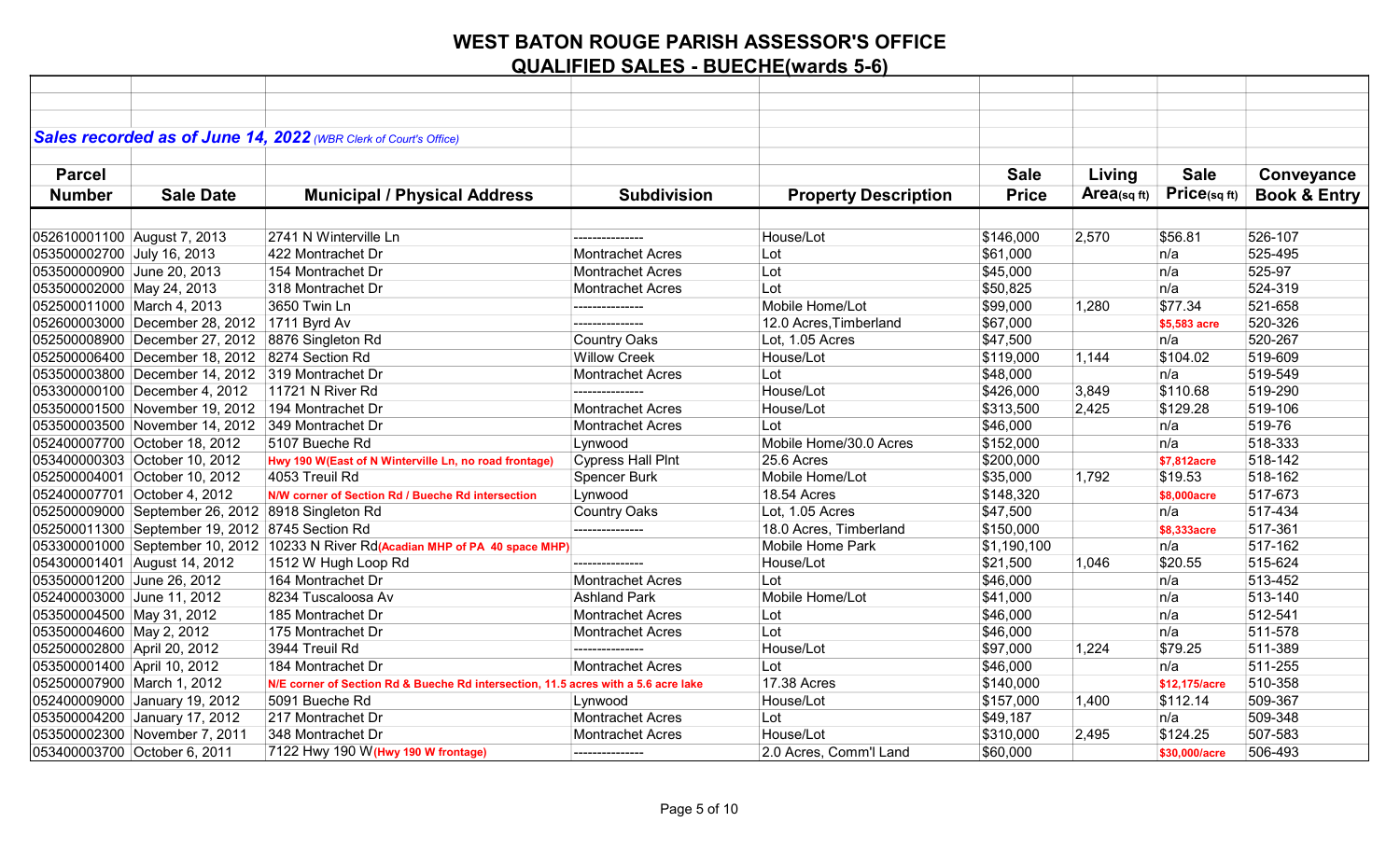# WEST BATON ROUGE PARISH ASSESSOR'S OFFICE

## QUALIFIED SALES - BUECHE(wards 5-6)

***Sales recorded as of June 14, 2022*** *(WBR Clerk of Court's Office)*

| Parcel Number | Sale Date | Municipal / Physical Address | Subdivision | Property Description | Sale Price | Living Area(sq ft) | Sale Price(sq ft) | Conveyance Book & Entry |
|---|---|---|---|---|---|---|---|---|
| 052610001100 | August 7, 2013 | 2741 N Winterville Ln | --------------- | House/Lot | $146,000 | 2,570 | $56.81 | 526-107 |
| 053500002700 | July 16, 2013 | 422 Montrachet Dr | Montrachet Acres | Lot | $61,000 | | n/a | 525-495 |
| 053500000900 | June 20, 2013 | 154 Montrachet Dr | Montrachet Acres | Lot | $45,000 | | n/a | 525-97 |
| 053500002000 | May 24, 2013 | 318 Montrachet Dr | Montrachet Acres | Lot | $50,825 | | n/a | 524-319 |
| 052500011000 | March 4, 2013 | 3650 Twin Ln | --------------- | Mobile Home/Lot | $99,000 | 1,280 | $77.34 | 521-658 |
| 052600003000 | December 28, 2012 | 1711 Byrd Av | --------------- | 12.0 Acres,Timberland | $67,000 | | **$5,583 acre** | 520-326 |
| 052500008900 | December 27, 2012 | 8876 Singleton Rd | Country Oaks | Lot, 1.05 Acres | $47,500 | | n/a | 520-267 |
| 052500006400 | December 18, 2012 | 8274 Section Rd | Willow Creek | House/Lot | $119,000 | 1,144 | $104.02 | 519-609 |
| 053500003800 | December 14, 2012 | 319 Montrachet Dr | Montrachet Acres | Lot | $48,000 | | n/a | 519-549 |
| 053300000100 | December 4, 2012 | 11721 N River Rd | --------------- | House/Lot | $426,000 | 3,849 | $110.68 | 519-290 |
| 053500001500 | November 19, 2012 | 194 Montrachet Dr | Montrachet Acres | House/Lot | $313,500 | 2,425 | $129.28 | 519-106 |
| 053500003500 | November 14, 2012 | 349 Montrachet Dr | Montrachet Acres | Lot | $46,000 | | n/a | 519-76 |
| 052400007700 | October 18, 2012 | 5107 Bueche Rd | Lynwood | Mobile Home/30.0 Acres | $152,000 | | n/a | 518-333 |
| 053400000303 | October 10, 2012 | **Hwy 190 W(East of N Winterville Ln, no road frontage)** | Cypress Hall Plnt | 25.6 Acres | $200,000 | | **$7,812acre** | 518-142 |
| 052500004001 | October 10, 2012 | 4053 Treuil Rd | Spencer Burk | Mobile Home/Lot | $35,000 | 1,792 | $19.53 | 518-162 |
| 052400007701 | October 4, 2012 | **N/W corner of Section Rd / Bueche Rd intersection** | Lynwood | 18.54 Acres | $148,320 | | **$8,000acre** | 517-673 |
| 052500009000 | September 26, 2012 | 8918 Singleton Rd | Country Oaks | Lot, 1.05 Acres | $47,500 | | n/a | 517-434 |
| 052500011300 | September 19, 2012 | 8745 Section Rd | --------------- | 18.0 Acres, Timberland | $150,000 | | **$8,333acre** | 517-361 |
| 053300001000 | September 10, 2012 | 10233 N River Rd**(Acadian MHP of PA 40 space MHP)** | | Mobile Home Park | $1,190,100 | | n/a | 517-162 |
| 054300001401 | August 14, 2012 | 1512 W Hugh Loop Rd | --------------- | House/Lot | $21,500 | 1,046 | $20.55 | 515-624 |
| 053500001200 | June 26, 2012 | 164 Montrachet Dr | Montrachet Acres | Lot | $46,000 | | n/a | 513-452 |
| 052400003000 | June 11, 2012 | 8234 Tuscaloosa Av | Ashland Park | Mobile Home/Lot | $41,000 | | n/a | 513-140 |
| 053500004500 | May 31, 2012 | 185 Montrachet Dr | Montrachet Acres | Lot | $46,000 | | n/a | 512-541 |
| 053500004600 | May 2, 2012 | 175 Montrachet Dr | Montrachet Acres | Lot | $46,000 | | n/a | 511-578 |
| 052500002800 | April 20, 2012 | 3944 Treuil Rd | --------------- | House/Lot | $97,000 | 1,224 | $79.25 | 511-389 |
| 053500001400 | April 10, 2012 | 184 Montrachet Dr | Montrachet Acres | Lot | $46,000 | | n/a | 511-255 |
| 052500007900 | March 1, 2012 | **N/E corner of Section Rd & Bueche Rd intersection, 11.5 acres with a 5.6 acre lake** | | 17.38 Acres | $140,000 | | **$12,175/acre** | 510-358 |
| 052400009000 | January 19, 2012 | 5091 Bueche Rd | Lynwood | House/Lot | $157,000 | 1,400 | $112.14 | 509-367 |
| 053500004200 | January 17, 2012 | 217 Montrachet Dr | Montrachet Acres | Lot | $49,187 | | n/a | 509-348 |
| 053500002300 | November 7, 2011 | 348 Montrachet Dr | Montrachet Acres | House/Lot | $310,000 | 2,495 | $124.25 | 507-583 |
| 053400003700 | October 6, 2011 | 7122 Hwy 190 W**(Hwy 190 W frontage)** | --------------- | 2.0 Acres, Comm'l Land | $60,000 | | **$30,000/acre** | 506-493 |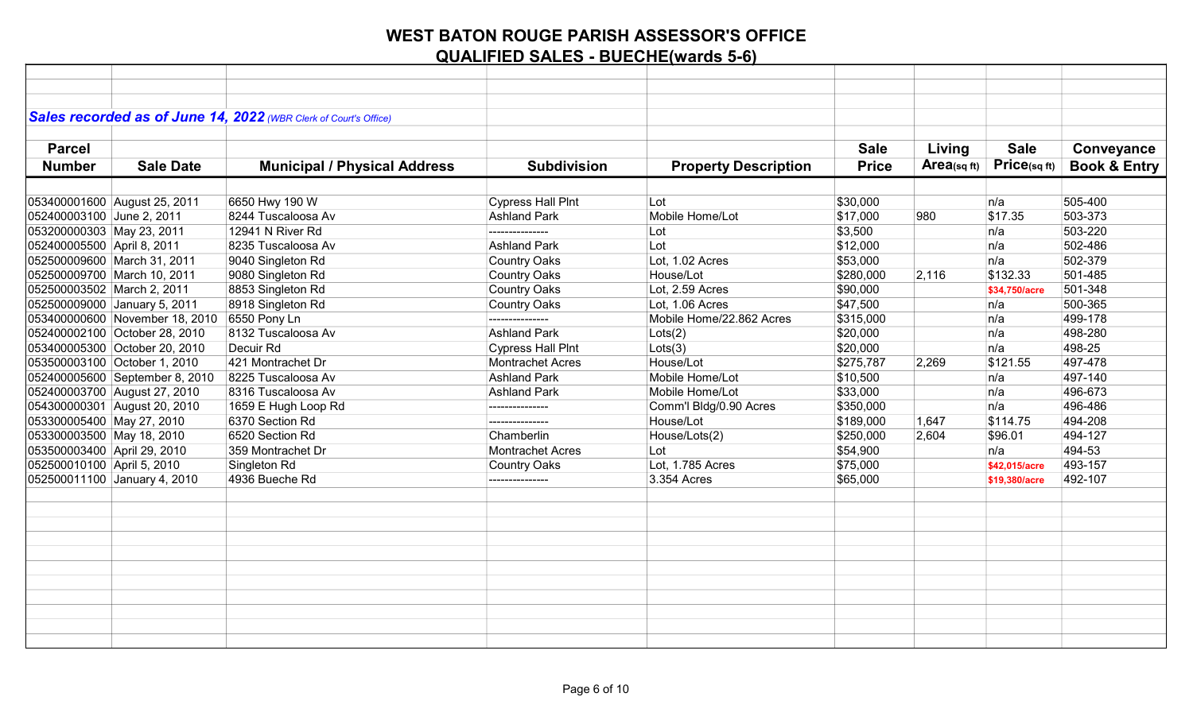# WEST BATON ROUGE PARISH ASSESSOR'S OFFICE

## QUALIFIED SALES - BUECHE(wards 5-6)

***Sales recorded as of June 14, 2022*** *(WBR Clerk of Court's Office)*

| Parcel Number | Sale Date | Municipal / Physical Address | Subdivision | Property Description | Sale Price | Living Area(sq ft) | Sale Price(sq ft) | Conveyance Book & Entry |
|---|---|---|---|---|---|---|---|---|
| 053400001600 | August 25, 2011 | 6650 Hwy 190 W | Cypress Hall Plnt | Lot | $30,000 | | n/a | 505-400 |
| 052400003100 | June 2, 2011 | 8244 Tuscaloosa Av | Ashland Park | Mobile Home/Lot | $17,000 | 980 | $17.35 | 503-373 |
| 053200000303 | May 23, 2011 | 12941 N River Rd | --------------- | Lot | $3,500 | | n/a | 503-220 |
| 052400005500 | April 8, 2011 | 8235 Tuscaloosa Av | Ashland Park | Lot | $12,000 | | n/a | 502-486 |
| 052500009600 | March 31, 2011 | 9040 Singleton Rd | Country Oaks | Lot, 1.02 Acres | $53,000 | | n/a | 502-379 |
| 052500009700 | March 10, 2011 | 9080 Singleton Rd | Country Oaks | House/Lot | $280,000 | 2,116 | $132.33 | 501-485 |
| 052500003502 | March 2, 2011 | 8853 Singleton Rd | Country Oaks | Lot, 2.59 Acres | $90,000 | | $34,750/acre | 501-348 |
| 052500009000 | January 5, 2011 | 8918 Singleton Rd | Country Oaks | Lot, 1.06 Acres | $47,500 | | n/a | 500-365 |
| 053400000600 | November 18, 2010 | 6550 Pony Ln | --------------- | Mobile Home/22.862 Acres | $315,000 | | n/a | 499-178 |
| 052400002100 | October 28, 2010 | 8132 Tuscaloosa Av | Ashland Park | Lots(2) | $20,000 | | n/a | 498-280 |
| 053400005300 | October 20, 2010 | Decuir Rd | Cypress Hall Plnt | Lots(3) | $20,000 | | n/a | 498-25 |
| 053500003100 | October 1, 2010 | 421 Montrachet Dr | Montrachet Acres | House/Lot | $275,787 | 2,269 | $121.55 | 497-478 |
| 052400005600 | September 8, 2010 | 8225 Tuscaloosa Av | Ashland Park | Mobile Home/Lot | $10,500 | | n/a | 497-140 |
| 052400003700 | August 27, 2010 | 8316 Tuscaloosa Av | Ashland Park | Mobile Home/Lot | $33,000 | | n/a | 496-673 |
| 054300000301 | August 20, 2010 | 1659 E Hugh Loop Rd | --------------- | Comm'l Bldg/0.90 Acres | $350,000 | | n/a | 496-486 |
| 053300005400 | May 27, 2010 | 6370 Section Rd | --------------- | House/Lot | $189,000 | 1,647 | $114.75 | 494-208 |
| 053300003500 | May 18, 2010 | 6520 Section Rd | Chamberlin | House/Lots(2) | $250,000 | 2,604 | $96.01 | 494-127 |
| 053500003400 | April 29, 2010 | 359 Montrachet Dr | Montrachet Acres | Lot | $54,900 | | n/a | 494-53 |
| 052500010100 | April 5, 2010 | Singleton Rd | Country Oaks | Lot, 1.785 Acres | $75,000 | | $42,015/acre | 493-157 |
| 052500011100 | January 4, 2010 | 4936 Bueche Rd | --------------- | 3.354 Acres | $65,000 | | $19,380/acre | 492-107 |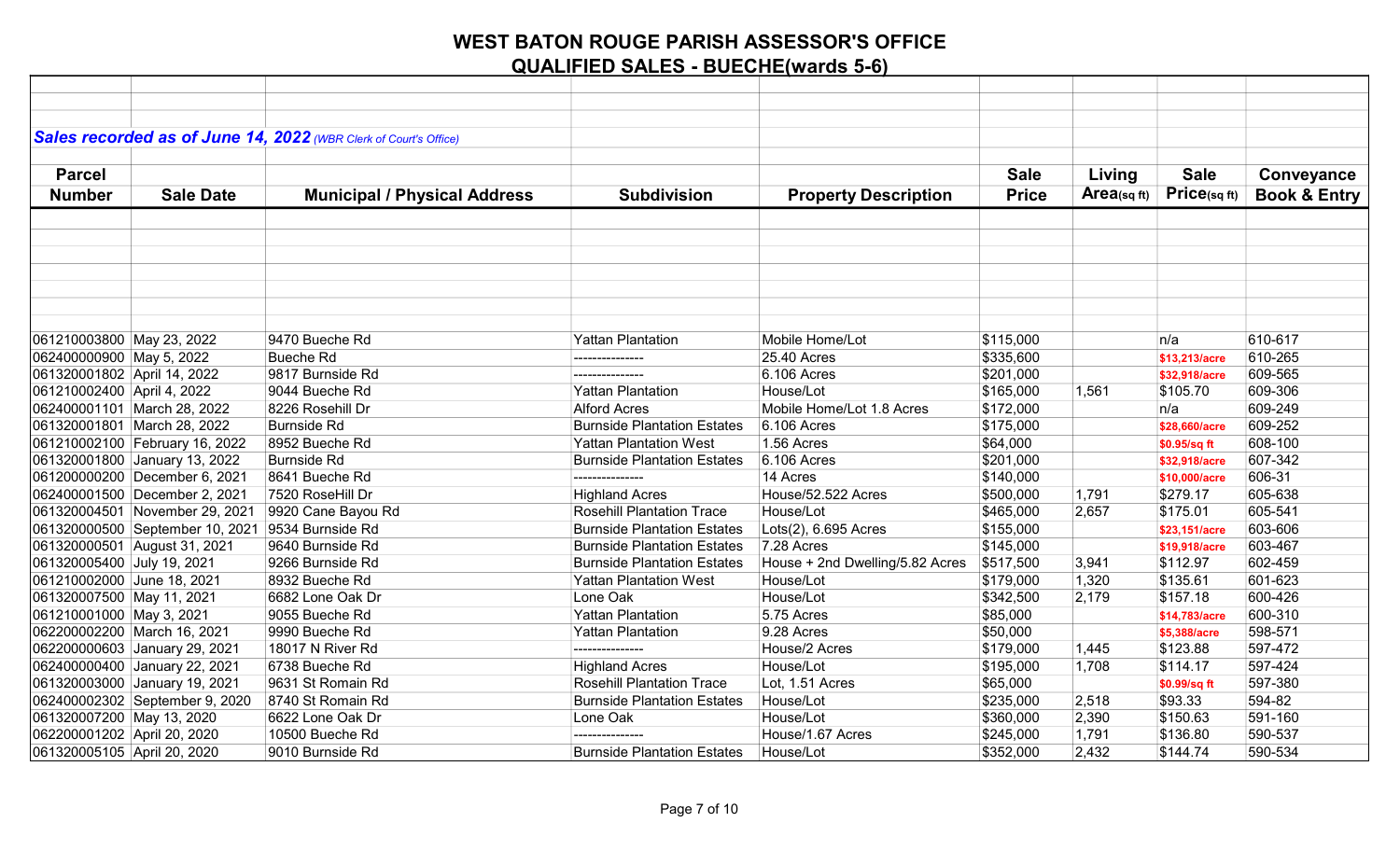# WEST BATON ROUGE PARISH ASSESSOR'S OFFICE

## QUALIFIED SALES - BUECHE(wards 5-6)

***Sales recorded as of June 14, 2022*** *(WBR Clerk of Court's Office)*

| Parcel Number | Sale Date | Municipal / Physical Address | Subdivision | Property Description | Sale Price | Living Area(sq ft) | Sale Price(sq ft) | Conveyance Book & Entry |
|---|---|---|---|---|---|---|---|---|
| 061210003800 | May 23, 2022 | 9470 Bueche Rd | Yattan Plantation | Mobile Home/Lot | $115,000 | | n/a | 610-617 |
| 062400000900 | May 5, 2022 | Bueche Rd | --------------- | 25.40 Acres | $335,600 | | $13,213/acre | 610-265 |
| 061320001802 | April 14, 2022 | 9817 Burnside Rd | --------------- | 6.106 Acres | $201,000 | | $32,918/acre | 609-565 |
| 061210002400 | April 4, 2022 | 9044 Bueche Rd | Yattan Plantation | House/Lot | $165,000 | 1,561 | $105.70 | 609-306 |
| 062400001101 | March 28, 2022 | 8226 Rosehill Dr | Alford Acres | Mobile Home/Lot 1.8 Acres | $172,000 | | n/a | 609-249 |
| 061320001801 | March 28, 2022 | Burnside Rd | Burnside Plantation Estates | 6.106 Acres | $175,000 | | $28,660/acre | 609-252 |
| 061210002100 | February 16, 2022 | 8952 Bueche Rd | Yattan Plantation West | 1.56 Acres | $64,000 | | $0.95/sq ft | 608-100 |
| 061320001800 | January 13, 2022 | Burnside Rd | Burnside Plantation Estates | 6.106 Acres | $201,000 | | $32,918/acre | 607-342 |
| 061200000200 | December 6, 2021 | 8641 Bueche Rd | --------------- | 14 Acres | $140,000 | | $10,000/acre | 606-31 |
| 062400001500 | December 2, 2021 | 7520 RoseHill Dr | Highland Acres | House/52.522 Acres | $500,000 | 1,791 | $279.17 | 605-638 |
| 061320004501 | November 29, 2021 | 9920 Cane Bayou Rd | Rosehill Plantation Trace | House/Lot | $465,000 | 2,657 | $175.01 | 605-541 |
| 061320000500 | September 10, 2021 | 9534 Burnside Rd | Burnside Plantation Estates | Lots(2), 6.695 Acres | $155,000 | | $23,151/acre | 603-606 |
| 061320000501 | August 31, 2021 | 9640 Burnside Rd | Burnside Plantation Estates | 7.28 Acres | $145,000 | | $19,918/acre | 603-467 |
| 061320005400 | July 19, 2021 | 9266 Burnside Rd | Burnside Plantation Estates | House + 2nd Dwelling/5.82 Acres | $517,500 | 3,941 | $112.97 | 602-459 |
| 061210002000 | June 18, 2021 | 8932 Bueche Rd | Yattan Plantation West | House/Lot | $179,000 | 1,320 | $135.61 | 601-623 |
| 061320007500 | May 11, 2021 | 6682 Lone Oak Dr | Lone Oak | House/Lot | $342,500 | 2,179 | $157.18 | 600-426 |
| 061210001000 | May 3, 2021 | 9055 Bueche Rd | Yattan Plantation | 5.75 Acres | $85,000 | | $14,783/acre | 600-310 |
| 062200002200 | March 16, 2021 | 9990 Bueche Rd | Yattan Plantation | 9.28 Acres | $50,000 | | $5,388/acre | 598-571 |
| 062200000603 | January 29, 2021 | 18017 N River Rd | --------------- | House/2 Acres | $179,000 | 1,445 | $123.88 | 597-472 |
| 062400000400 | January 22, 2021 | 6738 Bueche Rd | Highland Acres | House/Lot | $195,000 | 1,708 | $114.17 | 597-424 |
| 061320003000 | January 19, 2021 | 9631 St Romain Rd | Rosehill Plantation Trace | Lot, 1.51 Acres | $65,000 | | $0.99/sq ft | 597-380 |
| 062400002302 | September 9, 2020 | 8740 St Romain Rd | Burnside Plantation Estates | House/Lot | $235,000 | 2,518 | $93.33 | 594-82 |
| 061320007200 | May 13, 2020 | 6622 Lone Oak Dr | Lone Oak | House/Lot | $360,000 | 2,390 | $150.63 | 591-160 |
| 062200001202 | April 20, 2020 | 10500 Bueche Rd | --------------- | House/1.67 Acres | $245,000 | 1,791 | $136.80 | 590-537 |
| 061320005105 | April 20, 2020 | 9010 Burnside Rd | Burnside Plantation Estates | House/Lot | $352,000 | 2,432 | $144.74 | 590-534 |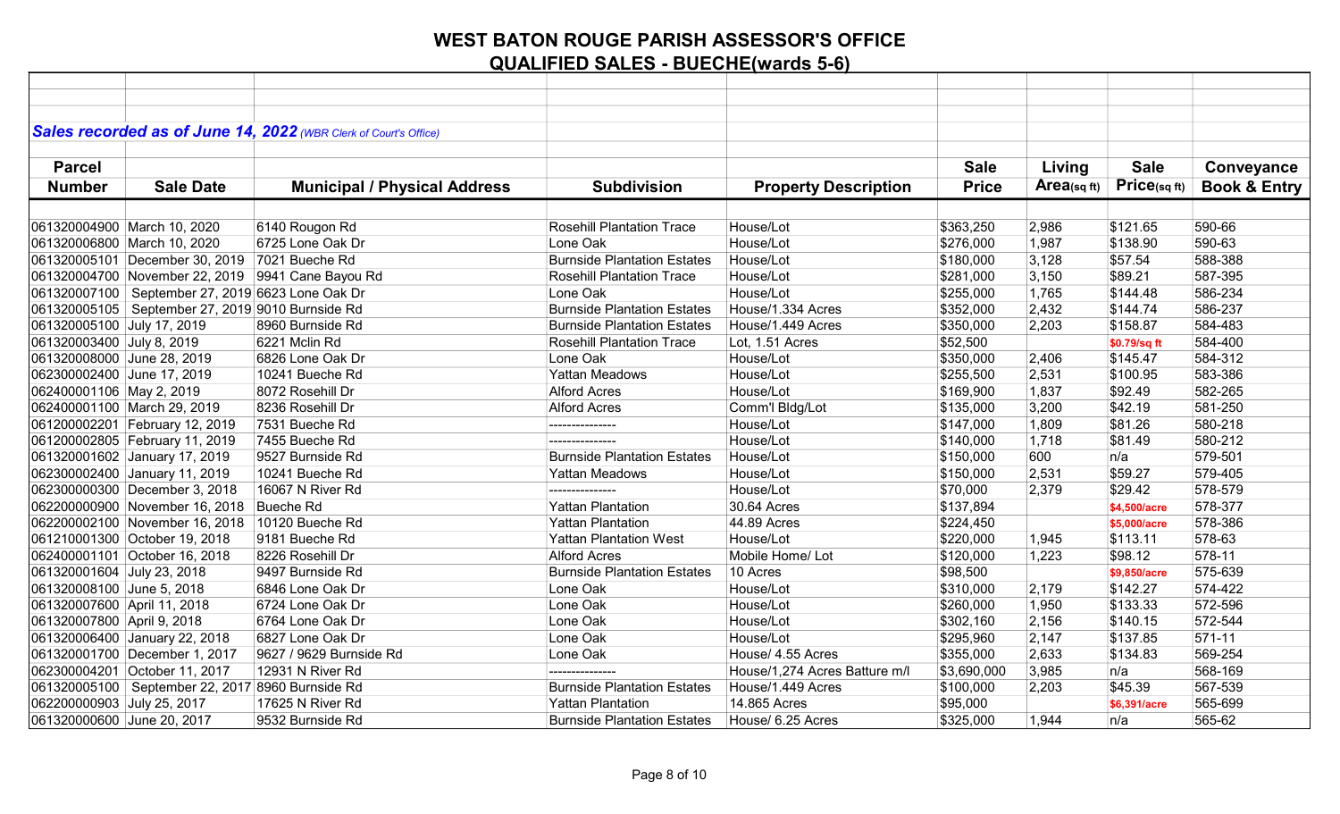# WEST BATON ROUGE PARISH ASSESSOR'S OFFICE

## QUALIFIED SALES - BUECHE(wards 5-6)

***Sales recorded as of June 14, 2022*** *(WBR Clerk of Court's Office)*

| Parcel Number | Sale Date | Municipal / Physical Address | Subdivision | Property Description | Sale Price | Living Area(sq ft) | Sale Price(sq ft) | Conveyance Book & Entry |
|---|---|---|---|---|---|---|---|---|
| 061320004900 | March 10, 2020 | 6140 Rougon Rd | Rosehill Plantation Trace | House/Lot | $363,250 | 2,986 | $121.65 | 590-66 |
| 061320006800 | March 10, 2020 | 6725 Lone Oak Dr | Lone Oak | House/Lot | $276,000 | 1,987 | $138.90 | 590-63 |
| 061320005101 | December 30, 2019 | 7021 Bueche Rd | Burnside Plantation Estates | House/Lot | $180,000 | 3,128 | $57.54 | 588-388 |
| 061320004700 | November 22, 2019 | 9941 Cane Bayou Rd | Rosehill Plantation Trace | House/Lot | $281,000 | 3,150 | $89.21 | 587-395 |
| 061320007100 | September 27, 2019 | 6623 Lone Oak Dr | Lone Oak | House/Lot | $255,000 | 1,765 | $144.48 | 586-234 |
| 061320005105 | September 27, 2019 | 9010 Burnside Rd | Burnside Plantation Estates | House/1.334 Acres | $352,000 | 2,432 | $144.74 | 586-237 |
| 061320005100 | July 17, 2019 | 8960 Burnside Rd | Burnside Plantation Estates | House/1.449 Acres | $350,000 | 2,203 | $158.87 | 584-483 |
| 061320003400 | July 8, 2019 | 6221 Mclin Rd | Rosehill Plantation Trace | Lot, 1.51 Acres | $52,500 | | $0.79/sq ft | 584-400 |
| 061320008000 | June 28, 2019 | 6826 Lone Oak Dr | Lone Oak | House/Lot | $350,000 | 2,406 | $145.47 | 584-312 |
| 062300002400 | June 17, 2019 | 10241 Bueche Rd | Yattan Meadows | House/Lot | $255,500 | 2,531 | $100.95 | 583-386 |
| 062400001106 | May 2, 2019 | 8072 Rosehill Dr | Alford Acres | House/Lot | $169,900 | 1,837 | $92.49 | 582-265 |
| 062400001100 | March 29, 2019 | 8236 Rosehill Dr | Alford Acres | Comm'l Bldg/Lot | $135,000 | 3,200 | $42.19 | 581-250 |
| 061200002201 | February 12, 2019 | 7531 Bueche Rd | --------------- | House/Lot | $147,000 | 1,809 | $81.26 | 580-218 |
| 061200002805 | February 11, 2019 | 7455 Bueche Rd | --------------- | House/Lot | $140,000 | 1,718 | $81.49 | 580-212 |
| 061320001602 | January 17, 2019 | 9527 Burnside Rd | Burnside Plantation Estates | House/Lot | $150,000 | 600 | n/a | 579-501 |
| 062300002400 | January 11, 2019 | 10241 Bueche Rd | Yattan Meadows | House/Lot | $150,000 | 2,531 | $59.27 | 579-405 |
| 062300000300 | December 3, 2018 | 16067 N River Rd | --------------- | House/Lot | $70,000 | 2,379 | $29.42 | 578-579 |
| 062200000900 | November 16, 2018 | Bueche Rd | Yattan Plantation | 30.64 Acres | $137,894 | | $4,500/acre | 578-377 |
| 062200002100 | November 16, 2018 | 10120 Bueche Rd | Yattan Plantation | 44.89 Acres | $224,450 | | $5,000/acre | 578-386 |
| 061210001300 | October 19, 2018 | 9181 Bueche Rd | Yattan Plantation West | House/Lot | $220,000 | 1,945 | $113.11 | 578-63 |
| 062400001101 | October 16, 2018 | 8226 Rosehill Dr | Alford Acres | Mobile Home/ Lot | $120,000 | 1,223 | $98.12 | 578-11 |
| 061320001604 | July 23, 2018 | 9497 Burnside Rd | Burnside Plantation Estates | 10 Acres | $98,500 | | $9,850/acre | 575-639 |
| 061320008100 | June 5, 2018 | 6846 Lone Oak Dr | Lone Oak | House/Lot | $310,000 | 2,179 | $142.27 | 574-422 |
| 061320007600 | April 11, 2018 | 6724 Lone Oak Dr | Lone Oak | House/Lot | $260,000 | 1,950 | $133.33 | 572-596 |
| 061320007800 | April 9, 2018 | 6764 Lone Oak Dr | Lone Oak | House/Lot | $302,160 | 2,156 | $140.15 | 572-544 |
| 061320006400 | January 22, 2018 | 6827 Lone Oak Dr | Lone Oak | House/Lot | $295,960 | 2,147 | $137.85 | 571-11 |
| 061320001700 | December 1, 2017 | 9627 / 9629 Burnside Rd | Lone Oak | House/ 4.55 Acres | $355,000 | 2,633 | $134.83 | 569-254 |
| 062300004201 | October 11, 2017 | 12931 N River Rd | --------------- | House/1,274 Acres Batture m/l | $3,690,000 | 3,985 | n/a | 568-169 |
| 061320005100 | September 22, 2017 | 8960 Burnside Rd | Burnside Plantation Estates | House/1.449 Acres | $100,000 | 2,203 | $45.39 | 567-539 |
| 062200000903 | July 25, 2017 | 17625 N River Rd | Yattan Plantation | 14.865 Acres | $95,000 | | $6,391/acre | 565-699 |
| 061320000600 | June 20, 2017 | 9532 Burnside Rd | Burnside Plantation Estates | House/ 6.25 Acres | $325,000 | 1,944 | n/a | 565-62 |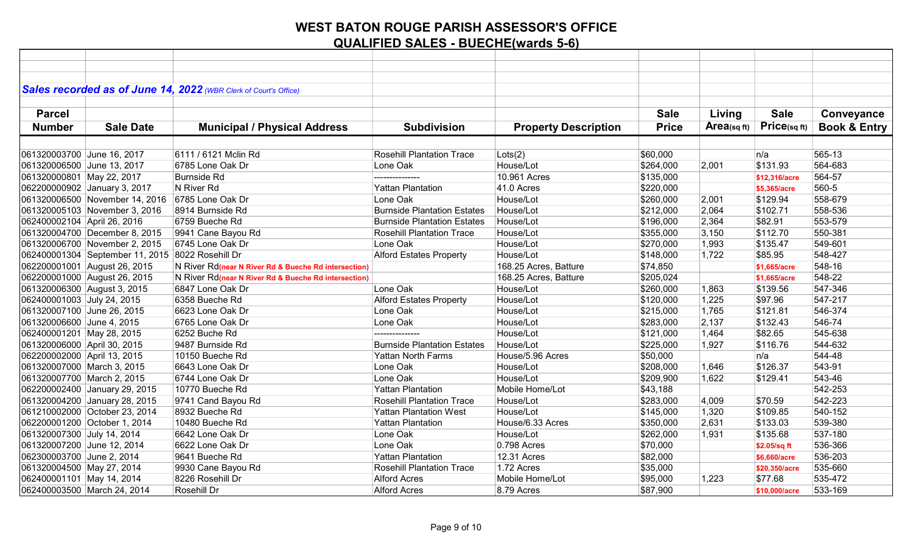# WEST BATON ROUGE PARISH ASSESSOR'S OFFICE

## QUALIFIED SALES - BUECHE(wards 5-6)

***Sales recorded as of June 14, 2022*** *(WBR Clerk of Court's Office)*

| Parcel Number | Sale Date | Municipal / Physical Address | Subdivision | Property Description | Sale Price | Living Area(sq ft) | Sale Price(sq ft) | Conveyance Book & Entry |
|---|---|---|---|---|---|---|---|---|
| 061320003700 | June 16, 2017 | 6111 / 6121 Mclin Rd | Rosehill Plantation Trace | Lots(2) | $60,000 | | n/a | 565-13 |
| 061320006500 | June 13, 2017 | 6785 Lone Oak Dr | Lone Oak | House/Lot | $264,000 | 2,001 | $131.93 | 564-683 |
| 061320000801 | May 22, 2017 | Burnside Rd | --------------- | 10.961 Acres | $135,000 | | $12,316/acre | 564-57 |
| 062200000902 | January 3, 2017 | N River Rd | Yattan Plantation | 41.0 Acres | $220,000 | | $5,365/acre | 560-5 |
| 061320006500 | November 14, 2016 | 6785 Lone Oak Dr | Lone Oak | House/Lot | $260,000 | 2,001 | $129.94 | 558-679 |
| 061320005103 | November 3, 2016 | 8914 Burnside Rd | Burnside Plantation Estates | House/Lot | $212,000 | 2,064 | $102.71 | 558-536 |
| 062400002104 | April 26, 2016 | 6759 Bueche Rd | Burnside Plantation Estates | House/Lot | $196,000 | 2,364 | $82.91 | 553-579 |
| 061320004700 | December 8, 2015 | 9941 Cane Bayou Rd | Rosehill Plantation Trace | House/Lot | $355,000 | 3,150 | $112.70 | 550-381 |
| 061320006700 | November 2, 2015 | 6745 Lone Oak Dr | Lone Oak | House/Lot | $270,000 | 1,993 | $135.47 | 549-601 |
| 062400001304 | September 11, 2015 | 8022 Rosehill Dr | Alford Estates Property | House/Lot | $148,000 | 1,722 | $85.95 | 548-427 |
| 062200001001 | August 26, 2015 | N River Rd(near N River Rd & Bueche Rd intersection) | | 168.25 Acres, Batture | $74,850 | | $1,665/acre | 548-16 |
| 062200001000 | August 26, 2015 | N River Rd(near N River Rd & Bueche Rd intersection) | | 168.25 Acres, Batture | $205,024 | | $1,665/acre | 548-22 |
| 061320006300 | August 3, 2015 | 6847 Lone Oak Dr | Lone Oak | House/Lot | $260,000 | 1,863 | $139.56 | 547-346 |
| 062400001003 | July 24, 2015 | 6358 Bueche Rd | Alford Estates Property | House/Lot | $120,000 | 1,225 | $97.96 | 547-217 |
| 061320007100 | June 26, 2015 | 6623 Lone Oak Dr | Lone Oak | House/Lot | $215,000 | 1,765 | $121.81 | 546-374 |
| 061320006600 | June 4, 2015 | 6765 Lone Oak Dr | Lone Oak | House/Lot | $283,000 | 2,137 | $132.43 | 546-74 |
| 062400001201 | May 28, 2015 | 6252 Buche Rd | --------------- | House/Lot | $121,000 | 1,464 | $82.65 | 545-638 |
| 061320006000 | April 30, 2015 | 9487 Burnside Rd | Burnside Plantation Estates | House/Lot | $225,000 | 1,927 | $116.76 | 544-632 |
| 062200002000 | April 13, 2015 | 10150 Bueche Rd | Yattan North Farms | House/5.96 Acres | $50,000 | | n/a | 544-48 |
| 061320007000 | March 3, 2015 | 6643 Lone Oak Dr | Lone Oak | House/Lot | $208,000 | 1,646 | $126.37 | 543-91 |
| 061320007700 | March 2, 2015 | 6744 Lone Oak Dr | Lone Oak | House/Lot | $209,900 | 1,622 | $129.41 | 543-46 |
| 062200002400 | January 29, 2015 | 10770 Bueche Rd | Yattan Plantation | Mobile Home/Lot | $43,188 | | | 542-253 |
| 061320004200 | January 28, 2015 | 9741 Cand Bayou Rd | Rosehill Plantation Trace | House/Lot | $283,000 | 4,009 | $70.59 | 542-223 |
| 061210002000 | October 23, 2014 | 8932 Bueche Rd | Yattan Plantation West | House/Lot | $145,000 | 1,320 | $109.85 | 540-152 |
| 062200001200 | October 1, 2014 | 10480 Bueche Rd | Yattan Plantation | House/6.33 Acres | $350,000 | 2,631 | $133.03 | 539-380 |
| 061320007300 | July 14, 2014 | 6642 Lone Oak Dr | Lone Oak | House/Lot | $262,000 | 1,931 | $135.68 | 537-180 |
| 061320007200 | June 12, 2014 | 6622 Lone Oak Dr | Lone Oak | 0.798 Acres | $70,000 | | $2.05/sq ft | 536-366 |
| 062300003700 | June 2, 2014 | 9641 Bueche Rd | Yattan Plantation | 12.31 Acres | $82,000 | | $6,660/acre | 536-203 |
| 061320004500 | May 27, 2014 | 9930 Cane Bayou Rd | Rosehill Plantation Trace | 1.72 Acres | $35,000 | | $20,350/acre | 535-660 |
| 062400001101 | May 14, 2014 | 8226 Rosehill Dr | Alford Acres | Mobile Home/Lot | $95,000 | 1,223 | $77.68 | 535-472 |
| 062400003500 | March 24, 2014 | Rosehill Dr | Alford Acres | 8.79 Acres | $87,900 | | $10,000/acre | 533-169 |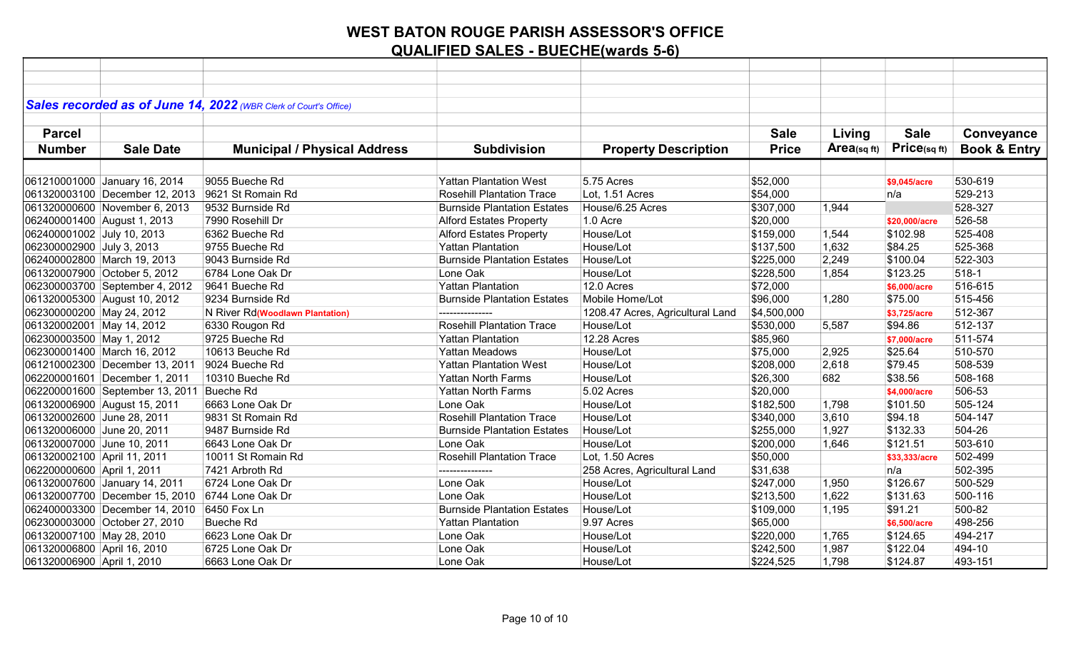# WEST BATON ROUGE PARISH ASSESSOR'S OFFICE

## QUALIFIED SALES - BUECHE(wards 5-6)

***Sales recorded as of June 14, 2022*** *(WBR Clerk of Court's Office)*

| Parcel Number | Sale Date | Municipal / Physical Address | Subdivision | Property Description | Sale Price | Living Area(sq ft) | Sale Price(sq ft) | Conveyance Book & Entry |
|---|---|---|---|---|---|---|---|---|
| 061210001000 | January 16, 2014 | 9055 Bueche Rd | Yattan Plantation West | 5.75 Acres | $52,000 | | $9,045/acre | 530-619 |
| 061320003100 | December 12, 2013 | 9621 St Romain Rd | Rosehill Plantation Trace | Lot, 1.51 Acres | $54,000 | | n/a | 529-213 |
| 061320000600 | November 6, 2013 | 9532 Burnside Rd | Burnside Plantation Estates | House/6.25 Acres | $307,000 | 1,944 | | 528-327 |
| 062400001400 | August 1, 2013 | 7990 Rosehill Dr | Alford Estates Property | 1.0 Acre | $20,000 | | $20,000/acre | 526-58 |
| 062400001002 | July 10, 2013 | 6362 Bueche Rd | Alford Estates Property | House/Lot | $159,000 | 1,544 | $102.98 | 525-408 |
| 062300002900 | July 3, 2013 | 9755 Bueche Rd | Yattan Plantation | House/Lot | $137,500 | 1,632 | $84.25 | 525-368 |
| 062400002800 | March 19, 2013 | 9043 Burnside Rd | Burnside Plantation Estates | House/Lot | $225,000 | 2,249 | $100.04 | 522-303 |
| 061320007900 | October 5, 2012 | 6784 Lone Oak Dr | Lone Oak | House/Lot | $228,500 | 1,854 | $123.25 | 518-1 |
| 062300003700 | September 4, 2012 | 9641 Bueche Rd | Yattan Plantation | 12.0 Acres | $72,000 | | $6,000/acre | 516-615 |
| 061320005300 | August 10, 2012 | 9234 Burnside Rd | Burnside Plantation Estates | Mobile Home/Lot | $96,000 | 1,280 | $75.00 | 515-456 |
| 062300000200 | May 24, 2012 | N River Rd(Woodlawn Plantation) | --------------- | 1208.47 Acres, Agricultural Land | $4,500,000 | | $3,725/acre | 512-367 |
| 061320002001 | May 14, 2012 | 6330 Rougon Rd | Rosehill Plantation Trace | House/Lot | $530,000 | 5,587 | $94.86 | 512-137 |
| 062300003500 | May 1, 2012 | 9725 Bueche Rd | Yattan Plantation | 12.28 Acres | $85,960 | | $7,000/acre | 511-574 |
| 062300001400 | March 16, 2012 | 10613 Beuche Rd | Yattan Meadows | House/Lot | $75,000 | 2,925 | $25.64 | 510-570 |
| 061210002300 | December 13, 2011 | 9024 Bueche Rd | Yattan Plantation West | House/Lot | $208,000 | 2,618 | $79.45 | 508-539 |
| 062200001601 | December 1, 2011 | 10310 Bueche Rd | Yattan North Farms | House/Lot | $26,300 | 682 | $38.56 | 508-168 |
| 062200001600 | September 13, 2011 | Bueche Rd | Yattan North Farms | 5.02 Acres | $20,000 | | $4,000/acre | 506-53 |
| 061320006900 | August 15, 2011 | 6663 Lone Oak Dr | Lone Oak | House/Lot | $182,500 | 1,798 | $101.50 | 505-124 |
| 061320002600 | June 28, 2011 | 9831 St Romain Rd | Rosehill Plantation Trace | House/Lot | $340,000 | 3,610 | $94.18 | 504-147 |
| 061320006000 | June 20, 2011 | 9487 Burnside Rd | Burnside Plantation Estates | House/Lot | $255,000 | 1,927 | $132.33 | 504-26 |
| 061320007000 | June 10, 2011 | 6643 Lone Oak Dr | Lone Oak | House/Lot | $200,000 | 1,646 | $121.51 | 503-610 |
| 061320002100 | April 11, 2011 | 10011 St Romain Rd | Rosehill Plantation Trace | Lot, 1.50 Acres | $50,000 | | $33,333/acre | 502-499 |
| 062200000600 | April 1, 2011 | 7421 Arbroth Rd | --------------- | 258 Acres, Agricultural Land | $31,638 | | n/a | 502-395 |
| 061320007600 | January 14, 2011 | 6724 Lone Oak Dr | Lone Oak | House/Lot | $247,000 | 1,950 | $126.67 | 500-529 |
| 061320007700 | December 15, 2010 | 6744 Lone Oak Dr | Lone Oak | House/Lot | $213,500 | 1,622 | $131.63 | 500-116 |
| 062400003300 | December 14, 2010 | 6450 Fox Ln | Burnside Plantation Estates | House/Lot | $109,000 | 1,195 | $91.21 | 500-82 |
| 062300003000 | October 27, 2010 | Bueche Rd | Yattan Plantation | 9.97 Acres | $65,000 | | $6,500/acre | 498-256 |
| 061320007100 | May 28, 2010 | 6623 Lone Oak Dr | Lone Oak | House/Lot | $220,000 | 1,765 | $124.65 | 494-217 |
| 061320006800 | April 16, 2010 | 6725 Lone Oak Dr | Lone Oak | House/Lot | $242,500 | 1,987 | $122.04 | 494-10 |
| 061320006900 | April 1, 2010 | 6663 Lone Oak Dr | Lone Oak | House/Lot | $224,525 | 1,798 | $124.87 | 493-151 |